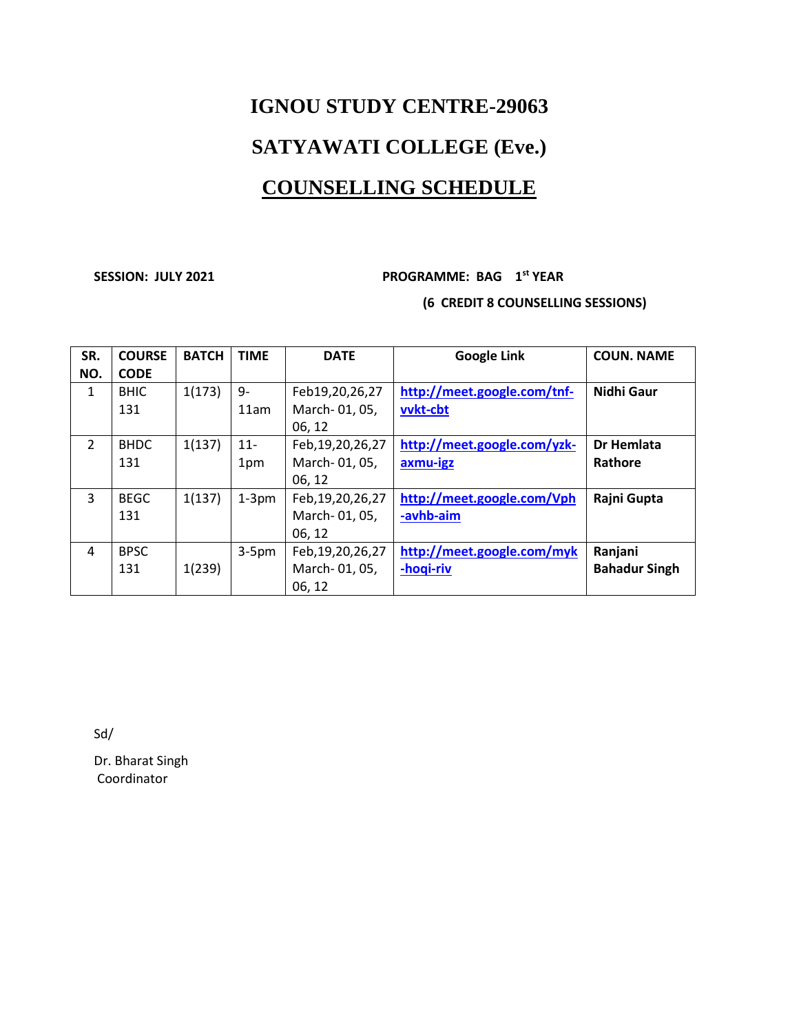# IGNOU STUDY CENTRE-29063

# SATYAWATI COLLEGE (Eve.)

# <u>COUNSELLING SCHEDULE</u>

**SESSION: JULY 2021** **PROGRAMME: BAG 1st YEAR**

**(6 CREDIT 8 COUNSELLING SESSIONS)**

| SR. NO. | COURSE CODE | BATCH | TIME | DATE | Google Link | COUN. NAME |
|---|---|---|---|---|---|---|
| 1 | BHIC 131 | 1(173) | 9-11am | Feb19,20,26,27 March- 01, 05, 06, 12 | [http://meet.google.com/tnf-vvkt-cbt](http://meet.google.com/tnf-vvkt-cbt) | **Nidhi Gaur** |
| 2 | BHDC 131 | 1(137) | 11-1pm | Feb,19,20,26,27 March- 01, 05, 06, 12 | [http://meet.google.com/yzk-axmu-igz](http://meet.google.com/yzk-axmu-igz) | **Dr Hemlata Rathore** |
| 3 | BEGC 131 | 1(137) | 1-3pm | Feb,19,20,26,27 March- 01, 05, 06, 12 | [http://meet.google.com/Vph-avhb-aim](http://meet.google.com/Vph-avhb-aim) | **Rajni Gupta** |
| 4 | BPSC 131 | 1(239) | 3-5pm | Feb,19,20,26,27 March- 01, 05, 06, 12 | [http://meet.google.com/myk-hoqi-riv](http://meet.google.com/myk-hoqi-riv) | **Ranjani Bahadur Singh** |

Sd/

Dr. Bharat Singh
Coordinator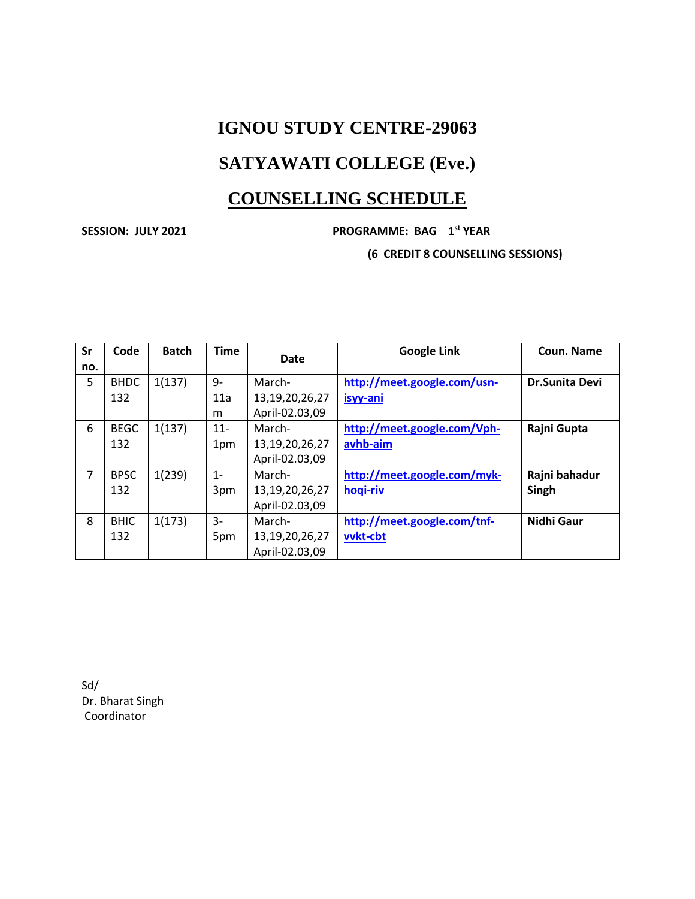# IGNOU STUDY CENTRE-29063

# SATYAWATI COLLEGE (Eve.)

## COUNSELLING SCHEDULE

**SESSION: JULY 2021** **PROGRAMME: BAG 1st YEAR**

**(6 CREDIT 8 COUNSELLING SESSIONS)**

| Sr no. | Code | Batch | Time | Date | Google Link | Coun. Name |
|---|---|---|---|---|---|---|
| 5 | BHDC 132 | 1(137) | 9-11am | March-13,19,20,26,27 April-02.03,09 | http://meet.google.com/usn-isyy-ani | **Dr.Sunita Devi** |
| 6 | BEGC 132 | 1(137) | 11-1pm | March-13,19,20,26,27 April-02.03,09 | http://meet.google.com/Vph-avhb-aim | **Rajni Gupta** |
| 7 | BPSC 132 | 1(239) | 1-3pm | March-13,19,20,26,27 April-02.03,09 | http://meet.google.com/myk-hoqi-riv | **Rajni bahadur Singh** |
| 8 | BHIC 132 | 1(173) | 3-5pm | March-13,19,20,26,27 April-02.03,09 | http://meet.google.com/tnf-vvkt-cbt | **Nidhi Gaur** |

Sd/
Dr. Bharat Singh
Coordinator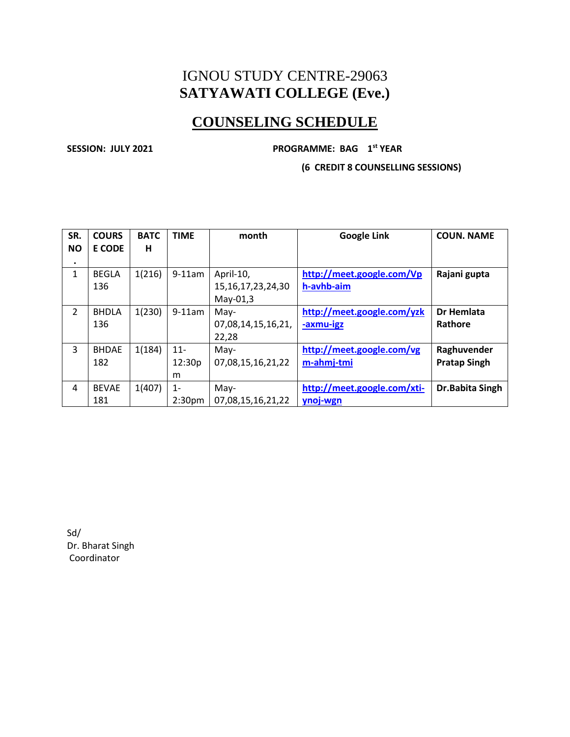# IGNOU STUDY CENTRE-29063
# SATYAWATI COLLEGE (Eve.)

## COUNSELING SCHEDULE

**SESSION: JULY 2021** **PROGRAMME: BAG 1st YEAR**

**(6 CREDIT 8 COUNSELLING SESSIONS)**

| SR. NO. | COURSE CODE | BATCH | TIME | month | Google Link | COUN. NAME |
|---|---|---|---|---|---|---|
| 1 | BEGLA 136 | 1(216) | 9-11am | April-10, 15,16,17,23,24,30 May-01,3 | http://meet.google.com/Vph-avhb-aim | Rajani gupta |
| 2 | BHDLA 136 | 1(230) | 9-11am | May-07,08,14,15,16,21,22,28 | http://meet.google.com/yzk-axmu-igz | Dr Hemlata Rathore |
| 3 | BHDAE 182 | 1(184) | 11-12:30pm | May-07,08,15,16,21,22 | http://meet.google.com/vgm-ahmj-tmi | Raghuvender Pratap Singh |
| 4 | BEVAE 181 | 1(407) | 1-2:30pm | May-07,08,15,16,21,22 | http://meet.google.com/xti-ynoj-wgn | Dr.Babita Singh |

Sd/
Dr. Bharat Singh
Coordinator